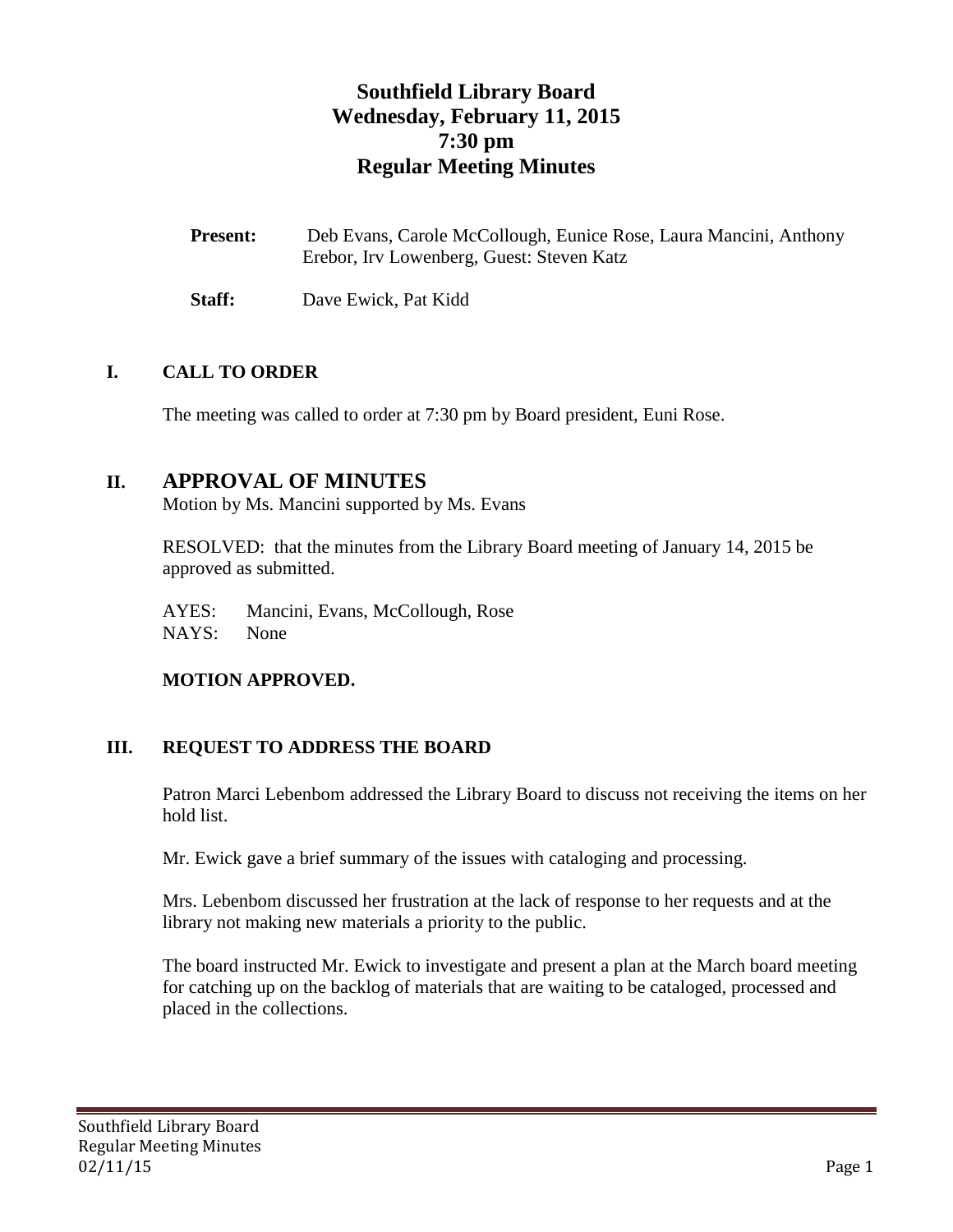# Southfield Library Board
# Wednesday, February 11, 2015
# 7:30 pm
# Regular Meeting Minutes

**Present:** Deb Evans, Carole McCollough, Eunice Rose, Laura Mancini, Anthony Erebor, Irv Lowenberg, Guest: Steven Katz

**Staff:** Dave Ewick, Pat Kidd

## I. CALL TO ORDER

The meeting was called to order at 7:30 pm by Board president, Euni Rose.

## II. APPROVAL OF MINUTES

Motion by Ms. Mancini supported by Ms. Evans

RESOLVED: that the minutes from the Library Board meeting of January 14, 2015 be approved as submitted.

AYES: Mancini, Evans, McCollough, Rose
NAYS: None

**MOTION APPROVED.**

## III. REQUEST TO ADDRESS THE BOARD

Patron Marci Lebenbom addressed the Library Board to discuss not receiving the items on her hold list.

Mr. Ewick gave a brief summary of the issues with cataloging and processing.

Mrs. Lebenbom discussed her frustration at the lack of response to her requests and at the library not making new materials a priority to the public.

The board instructed Mr. Ewick to investigate and present a plan at the March board meeting for catching up on the backlog of materials that are waiting to be cataloged, processed and placed in the collections.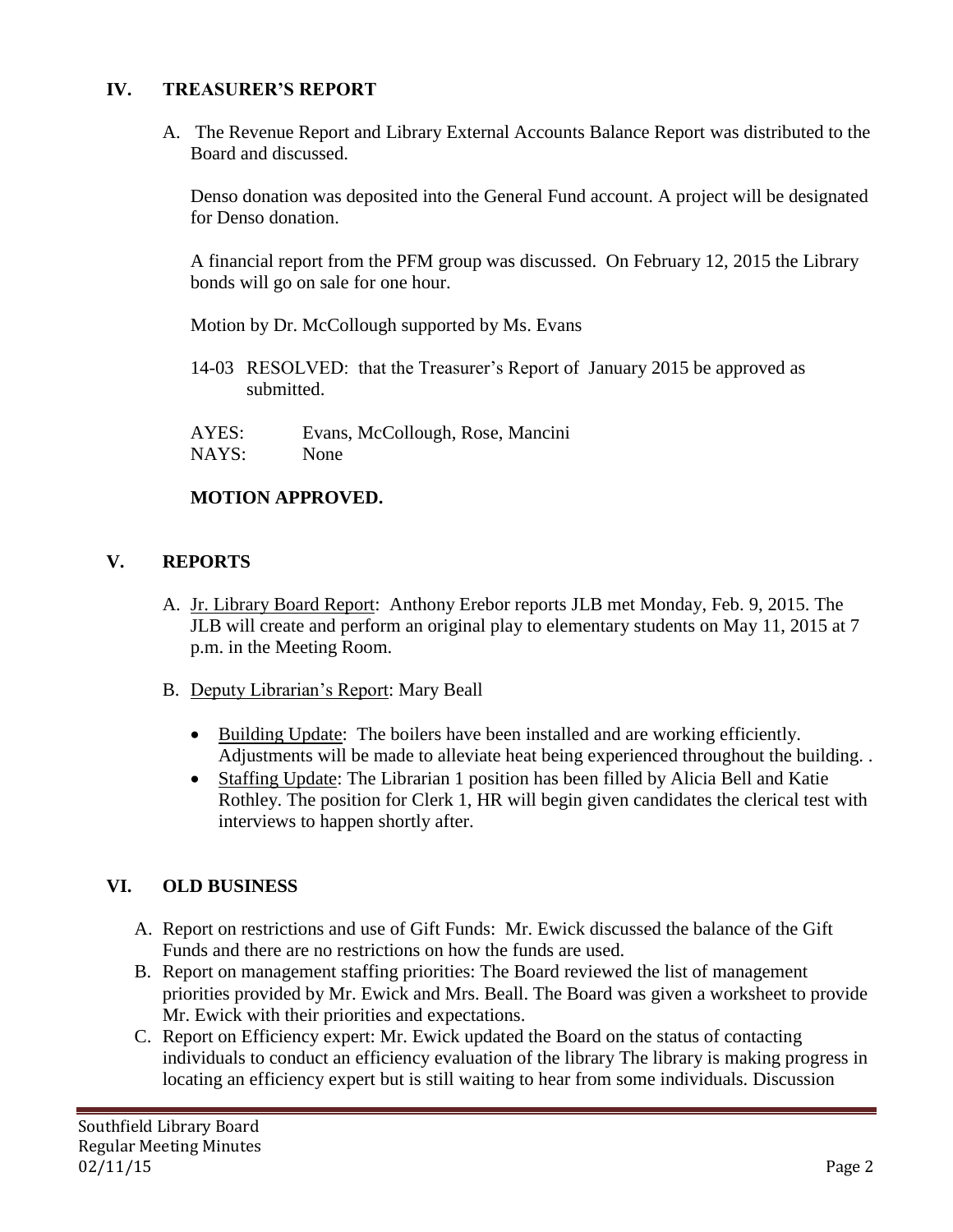## IV. TREASURER'S REPORT

A. The Revenue Report and Library External Accounts Balance Report was distributed to the Board and discussed.

Denso donation was deposited into the General Fund account. A project will be designated for Denso donation.

A financial report from the PFM group was discussed. On February 12, 2015 the Library bonds will go on sale for one hour.

Motion by Dr. McCollough supported by Ms. Evans

14-03 RESOLVED: that the Treasurer's Report of January 2015 be approved as submitted.

AYES: Evans, McCollough, Rose, Mancini
NAYS: None

**MOTION APPROVED.**

## V. REPORTS

A. Jr. Library Board Report: Anthony Erebor reports JLB met Monday, Feb. 9, 2015. The JLB will create and perform an original play to elementary students on May 11, 2015 at 7 p.m. in the Meeting Room.

B. Deputy Librarian's Report: Mary Beall

- Building Update: The boilers have been installed and are working efficiently. Adjustments will be made to alleviate heat being experienced throughout the building. .
- Staffing Update: The Librarian 1 position has been filled by Alicia Bell and Katie Rothley. The position for Clerk 1, HR will begin given candidates the clerical test with interviews to happen shortly after.

## VI. OLD BUSINESS

A. Report on restrictions and use of Gift Funds: Mr. Ewick discussed the balance of the Gift Funds and there are no restrictions on how the funds are used.
B. Report on management staffing priorities: The Board reviewed the list of management priorities provided by Mr. Ewick and Mrs. Beall. The Board was given a worksheet to provide Mr. Ewick with their priorities and expectations.
C. Report on Efficiency expert: Mr. Ewick updated the Board on the status of contacting individuals to conduct an efficiency evaluation of the library The library is making progress in locating an efficiency expert but is still waiting to hear from some individuals. Discussion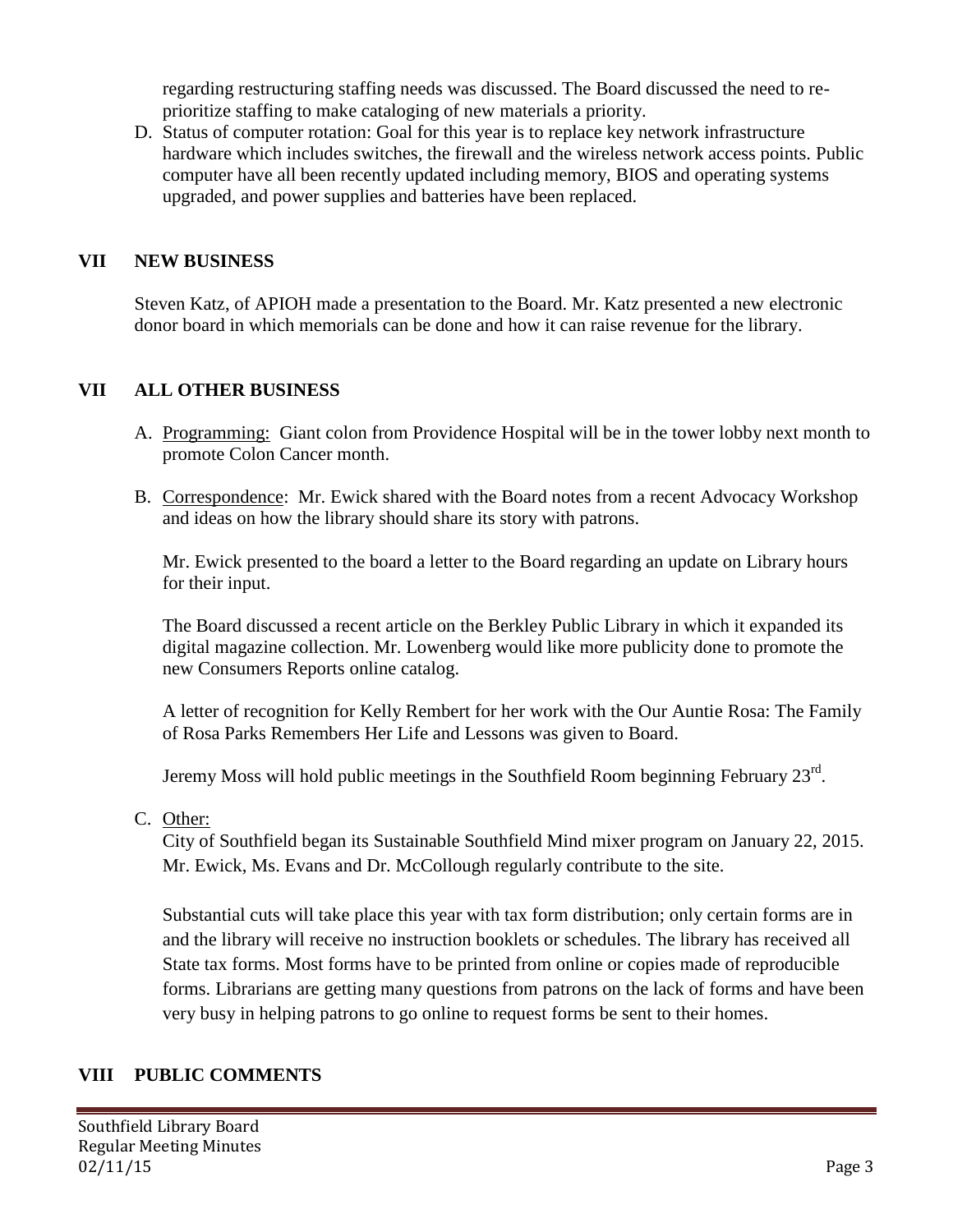regarding restructuring staffing needs was discussed. The Board discussed the need to re-prioritize staffing to make cataloging of new materials a priority.

D. Status of computer rotation: Goal for this year is to replace key network infrastructure hardware which includes switches, the firewall and the wireless network access points. Public computer have all been recently updated including memory, BIOS and operating systems upgraded, and power supplies and batteries have been replaced.

## VII NEW BUSINESS

Steven Katz, of APIOH made a presentation to the Board. Mr. Katz presented a new electronic donor board in which memorials can be done and how it can raise revenue for the library.

## VII ALL OTHER BUSINESS

A. Programming: Giant colon from Providence Hospital will be in the tower lobby next month to promote Colon Cancer month.

B. Correspondence: Mr. Ewick shared with the Board notes from a recent Advocacy Workshop and ideas on how the library should share its story with patrons.

   Mr. Ewick presented to the board a letter to the Board regarding an update on Library hours for their input.

   The Board discussed a recent article on the Berkley Public Library in which it expanded its digital magazine collection. Mr. Lowenberg would like more publicity done to promote the new Consumers Reports online catalog.

   A letter of recognition for Kelly Rembert for her work with the Our Auntie Rosa: The Family of Rosa Parks Remembers Her Life and Lessons was given to Board.

   Jeremy Moss will hold public meetings in the Southfield Room beginning February 23rd.

C. Other:
   City of Southfield began its Sustainable Southfield Mind mixer program on January 22, 2015. Mr. Ewick, Ms. Evans and Dr. McCollough regularly contribute to the site.

   Substantial cuts will take place this year with tax form distribution; only certain forms are in and the library will receive no instruction booklets or schedules. The library has received all State tax forms. Most forms have to be printed from online or copies made of reproducible forms. Librarians are getting many questions from patrons on the lack of forms and have been very busy in helping patrons to go online to request forms be sent to their homes.

## VIII PUBLIC COMMENTS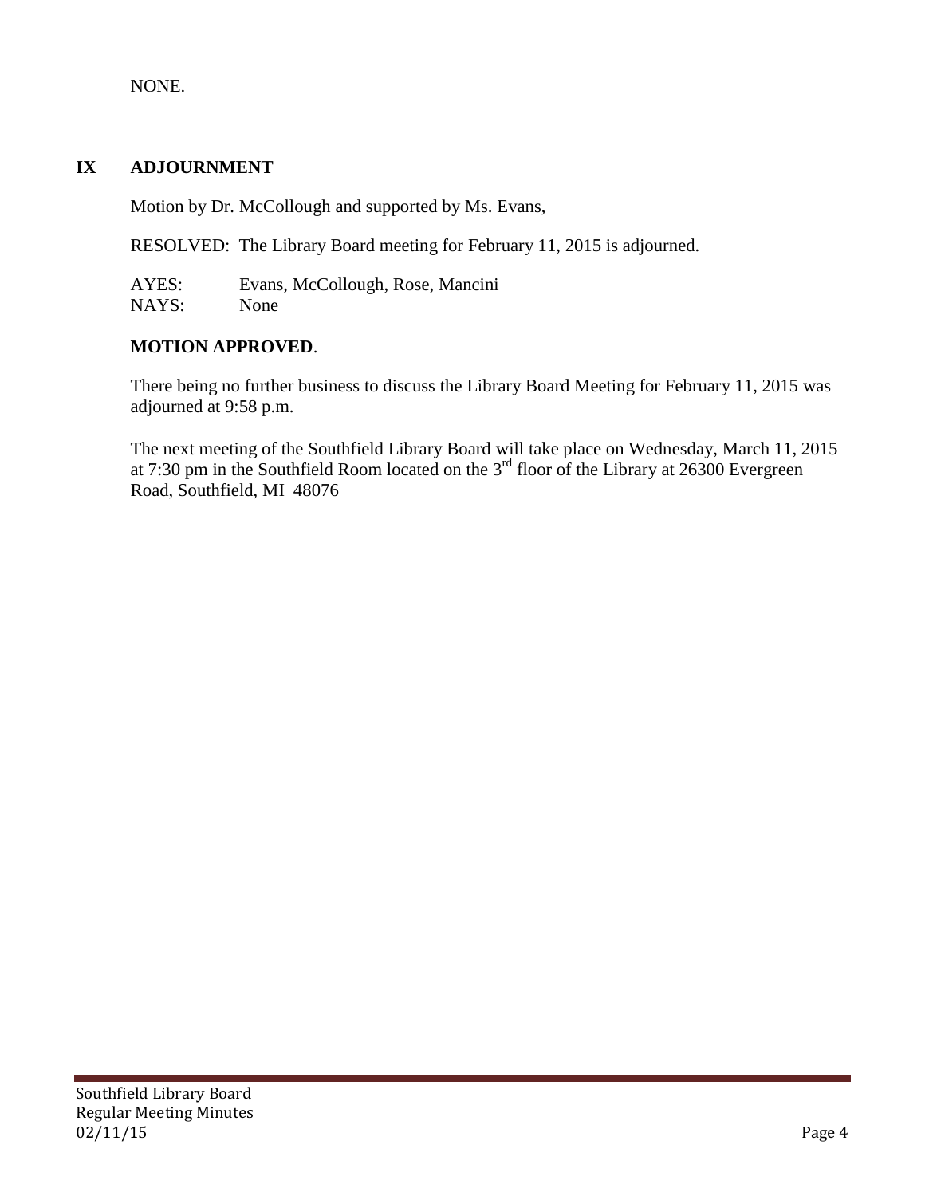NONE.

## IX ADJOURNMENT

Motion by Dr. McCollough and supported by Ms. Evans,

RESOLVED: The Library Board meeting for February 11, 2015 is adjourned.

AYES: Evans, McCollough, Rose, Mancini
NAYS: None

**MOTION APPROVED**.

There being no further business to discuss the Library Board Meeting for February 11, 2015 was adjourned at 9:58 p.m.

The next meeting of the Southfield Library Board will take place on Wednesday, March 11, 2015 at 7:30 pm in the Southfield Room located on the 3rd floor of the Library at 26300 Evergreen Road, Southfield, MI 48076